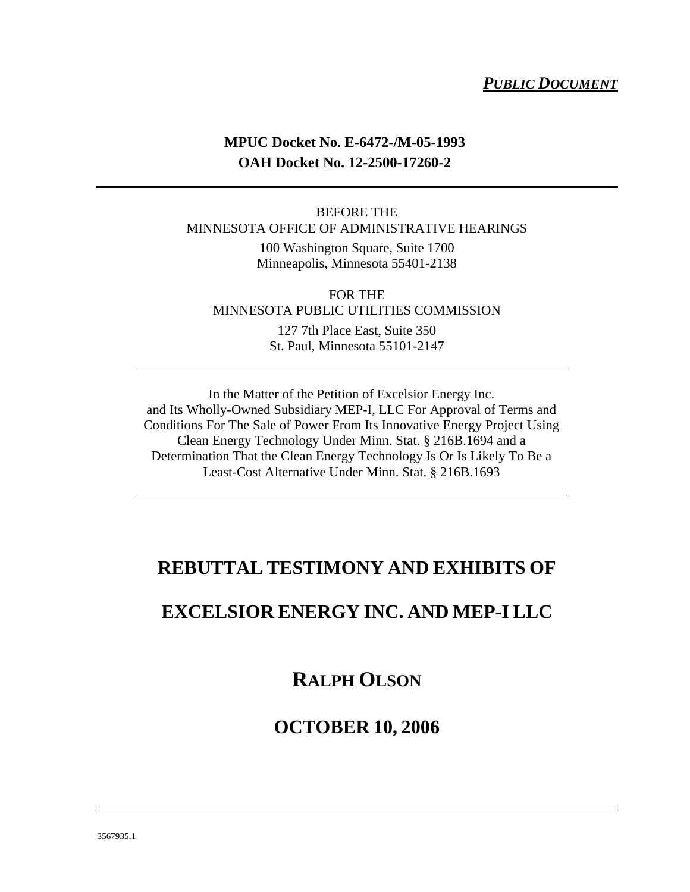***PUBLIC DOCUMENT***

**MPUC Docket No. E-6472-/M-05-1993**
**OAH Docket No. 12-2500-17260-2**

---

BEFORE THE
MINNESOTA OFFICE OF ADMINISTRATIVE HEARINGS

100 Washington Square, Suite 1700
Minneapolis, Minnesota 55401-2138

FOR THE
MINNESOTA PUBLIC UTILITIES COMMISSION

127 7th Place East, Suite 350
St. Paul, Minnesota 55101-2147

---

In the Matter of the Petition of Excelsior Energy Inc. and Its Wholly-Owned Subsidiary MEP-I, LLC For Approval of Terms and Conditions For The Sale of Power From Its Innovative Energy Project Using Clean Energy Technology Under Minn. Stat. § 216B.1694 and a Determination That the Clean Energy Technology Is Or Is Likely To Be a Least-Cost Alternative Under Minn. Stat. § 216B.1693

---

# REBUTTAL TESTIMONY AND EXHIBITS OF

# EXCELSIOR ENERGY INC. AND MEP-I LLC

## RALPH OLSON

## OCTOBER 10, 2006

---

3567935.1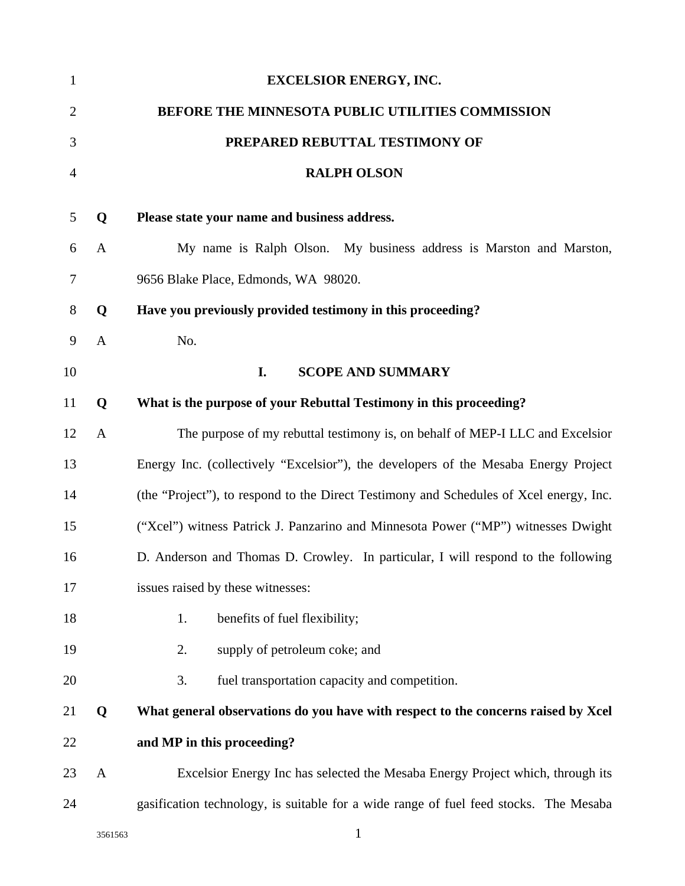**EXCELSIOR ENERGY, INC.**

**BEFORE THE MINNESOTA PUBLIC UTILITIES COMMISSION**

**PREPARED REBUTTAL TESTIMONY OF**

**RALPH OLSON**

**Q Please state your name and business address.**

A My name is Ralph Olson. My business address is Marston and Marston, 9656 Blake Place, Edmonds, WA 98020.

**Q Have you previously provided testimony in this proceeding?**

A No.

## I. SCOPE AND SUMMARY

**Q What is the purpose of your Rebuttal Testimony in this proceeding?**

A The purpose of my rebuttal testimony is, on behalf of MEP-I LLC and Excelsior Energy Inc. (collectively "Excelsior"), the developers of the Mesaba Energy Project (the "Project"), to respond to the Direct Testimony and Schedules of Xcel energy, Inc. ("Xcel") witness Patrick J. Panzarino and Minnesota Power ("MP") witnesses Dwight D. Anderson and Thomas D. Crowley. In particular, I will respond to the following issues raised by these witnesses:

1. benefits of fuel flexibility;
2. supply of petroleum coke; and
3. fuel transportation capacity and competition.

**Q What general observations do you have with respect to the concerns raised by Xcel and MP in this proceeding?**

A Excelsior Energy Inc has selected the Mesaba Energy Project which, through its gasification technology, is suitable for a wide range of fuel feed stocks. The Mesaba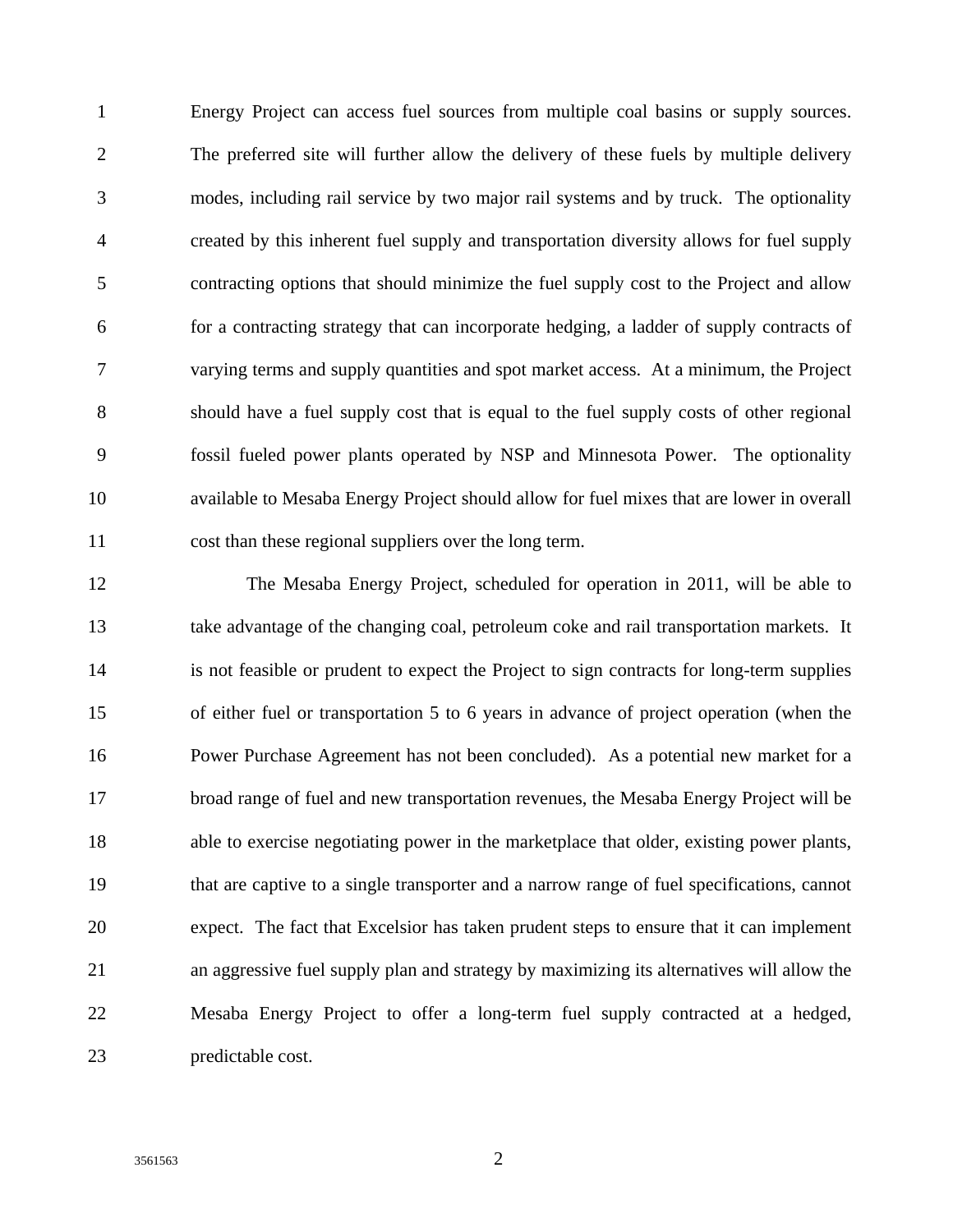Energy Project can access fuel sources from multiple coal basins or supply sources. The preferred site will further allow the delivery of these fuels by multiple delivery modes, including rail service by two major rail systems and by truck. The optionality created by this inherent fuel supply and transportation diversity allows for fuel supply contracting options that should minimize the fuel supply cost to the Project and allow for a contracting strategy that can incorporate hedging, a ladder of supply contracts of varying terms and supply quantities and spot market access. At a minimum, the Project should have a fuel supply cost that is equal to the fuel supply costs of other regional fossil fueled power plants operated by NSP and Minnesota Power. The optionality available to Mesaba Energy Project should allow for fuel mixes that are lower in overall cost than these regional suppliers over the long term.

The Mesaba Energy Project, scheduled for operation in 2011, will be able to take advantage of the changing coal, petroleum coke and rail transportation markets. It is not feasible or prudent to expect the Project to sign contracts for long-term supplies of either fuel or transportation 5 to 6 years in advance of project operation (when the Power Purchase Agreement has not been concluded). As a potential new market for a broad range of fuel and new transportation revenues, the Mesaba Energy Project will be able to exercise negotiating power in the marketplace that older, existing power plants, that are captive to a single transporter and a narrow range of fuel specifications, cannot expect. The fact that Excelsior has taken prudent steps to ensure that it can implement an aggressive fuel supply plan and strategy by maximizing its alternatives will allow the Mesaba Energy Project to offer a long-term fuel supply contracted at a hedged, predictable cost.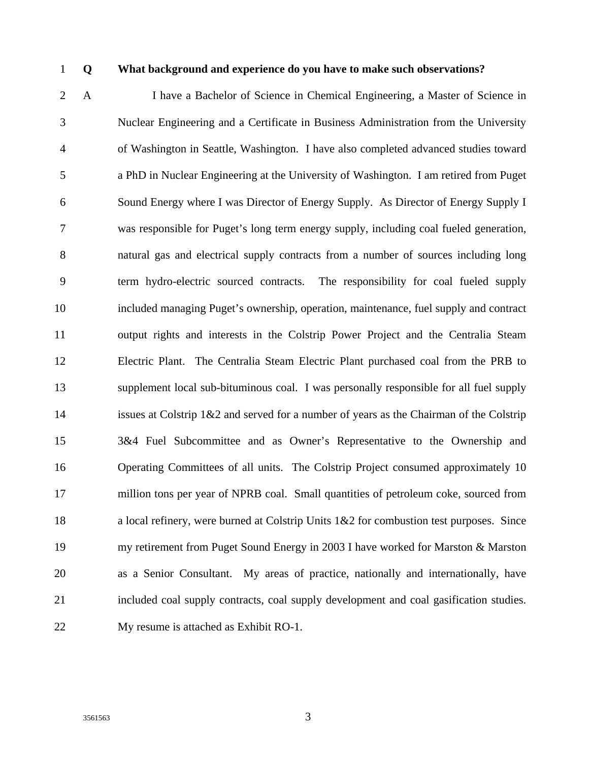**Q What background and experience do you have to make such observations?**

A I have a Bachelor of Science in Chemical Engineering, a Master of Science in Nuclear Engineering and a Certificate in Business Administration from the University of Washington in Seattle, Washington. I have also completed advanced studies toward a PhD in Nuclear Engineering at the University of Washington. I am retired from Puget Sound Energy where I was Director of Energy Supply. As Director of Energy Supply I was responsible for Puget's long term energy supply, including coal fueled generation, natural gas and electrical supply contracts from a number of sources including long term hydro-electric sourced contracts. The responsibility for coal fueled supply included managing Puget's ownership, operation, maintenance, fuel supply and contract output rights and interests in the Colstrip Power Project and the Centralia Steam Electric Plant. The Centralia Steam Electric Plant purchased coal from the PRB to supplement local sub-bituminous coal. I was personally responsible for all fuel supply issues at Colstrip 1&2 and served for a number of years as the Chairman of the Colstrip 3&4 Fuel Subcommittee and as Owner's Representative to the Ownership and Operating Committees of all units. The Colstrip Project consumed approximately 10 million tons per year of NPRB coal. Small quantities of petroleum coke, sourced from a local refinery, were burned at Colstrip Units 1&2 for combustion test purposes. Since my retirement from Puget Sound Energy in 2003 I have worked for Marston & Marston as a Senior Consultant. My areas of practice, nationally and internationally, have included coal supply contracts, coal supply development and coal gasification studies. My resume is attached as Exhibit RO-1.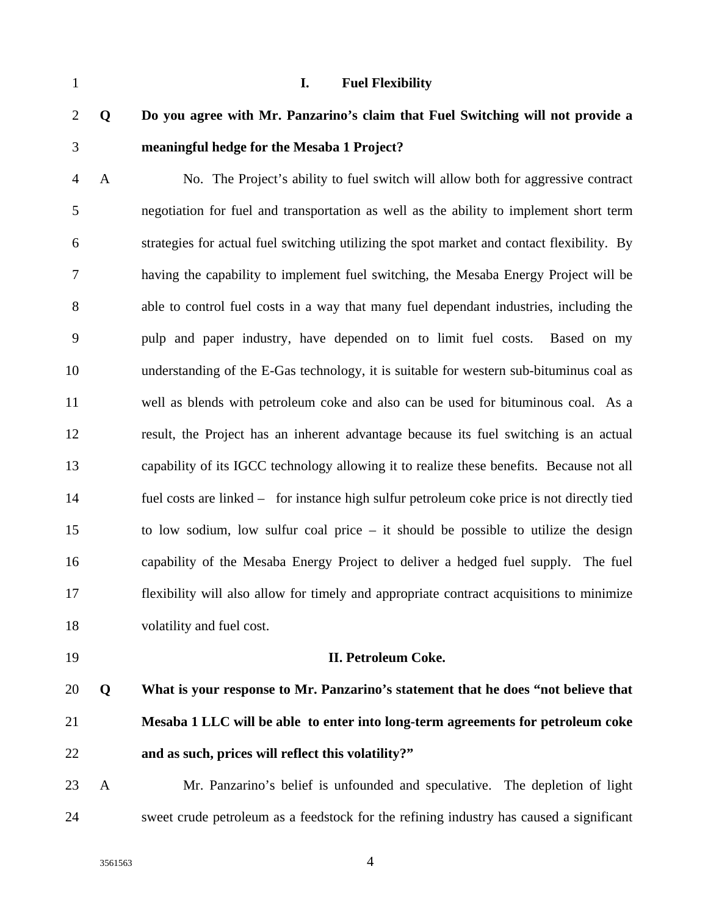## I. Fuel Flexibility

**Q Do you agree with Mr. Panzarino's claim that Fuel Switching will not provide a meaningful hedge for the Mesaba 1 Project?**

A No. The Project's ability to fuel switch will allow both for aggressive contract negotiation for fuel and transportation as well as the ability to implement short term strategies for actual fuel switching utilizing the spot market and contact flexibility. By having the capability to implement fuel switching, the Mesaba Energy Project will be able to control fuel costs in a way that many fuel dependant industries, including the pulp and paper industry, have depended on to limit fuel costs. Based on my understanding of the E-Gas technology, it is suitable for western sub-bituminus coal as well as blends with petroleum coke and also can be used for bituminous coal. As a result, the Project has an inherent advantage because its fuel switching is an actual capability of its IGCC technology allowing it to realize these benefits. Because not all fuel costs are linked – for instance high sulfur petroleum coke price is not directly tied to low sodium, low sulfur coal price – it should be possible to utilize the design capability of the Mesaba Energy Project to deliver a hedged fuel supply. The fuel flexibility will also allow for timely and appropriate contract acquisitions to minimize volatility and fuel cost.

## II. Petroleum Coke.

**Q What is your response to Mr. Panzarino's statement that he does "not believe that Mesaba 1 LLC will be able to enter into long-term agreements for petroleum coke and as such, prices will reflect this volatility?"**

A Mr. Panzarino's belief is unfounded and speculative. The depletion of light sweet crude petroleum as a feedstock for the refining industry has caused a significant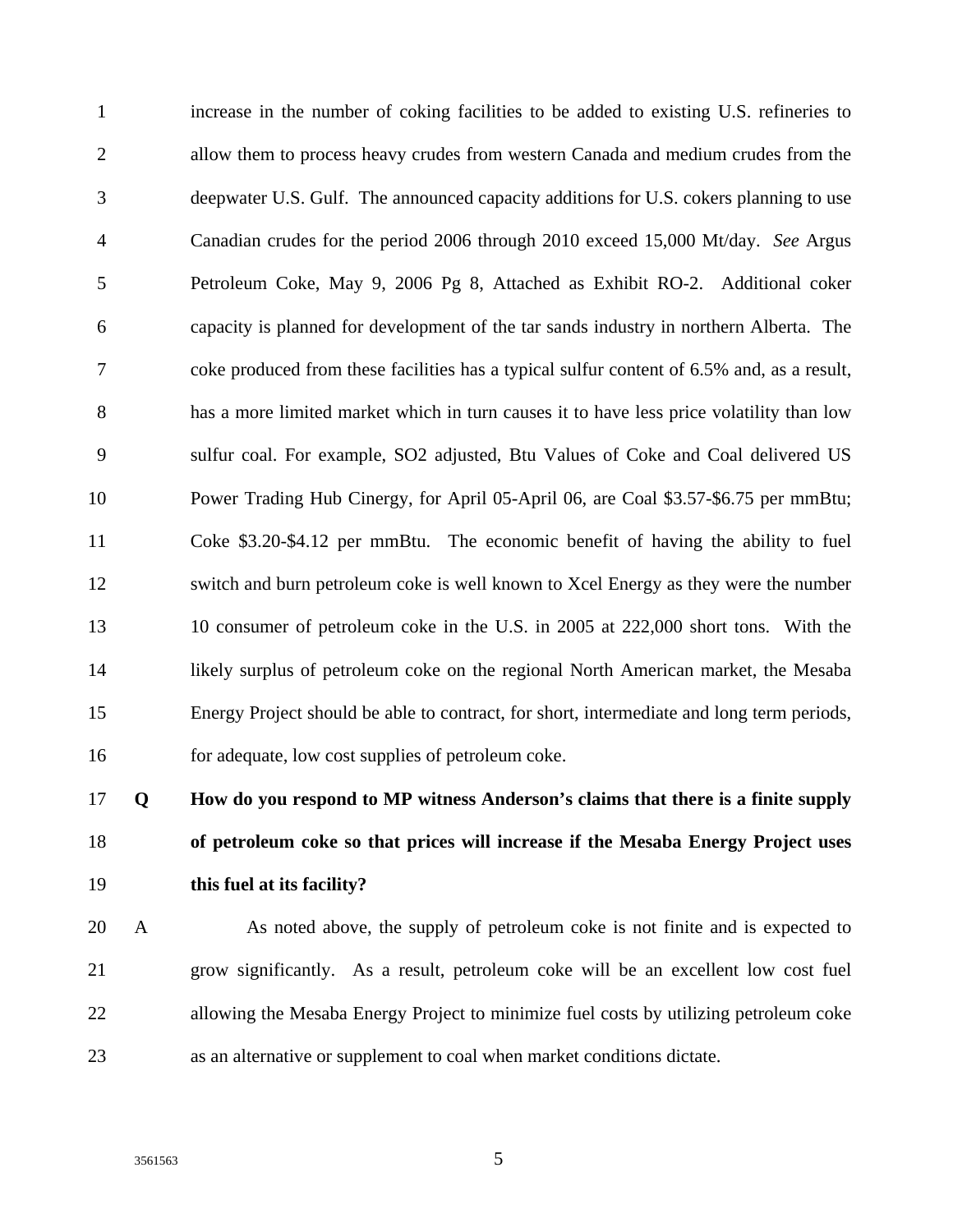increase in the number of coking facilities to be added to existing U.S. refineries to allow them to process heavy crudes from western Canada and medium crudes from the deepwater U.S. Gulf. The announced capacity additions for U.S. cokers planning to use Canadian crudes for the period 2006 through 2010 exceed 15,000 Mt/day. *See* Argus Petroleum Coke, May 9, 2006 Pg 8, Attached as Exhibit RO-2. Additional coker capacity is planned for development of the tar sands industry in northern Alberta. The coke produced from these facilities has a typical sulfur content of 6.5% and, as a result, has a more limited market which in turn causes it to have less price volatility than low sulfur coal. For example, SO2 adjusted, Btu Values of Coke and Coal delivered US Power Trading Hub Cinergy, for April 05-April 06, are Coal \$3.57-\$6.75 per mmBtu; Coke \$3.20-\$4.12 per mmBtu. The economic benefit of having the ability to fuel switch and burn petroleum coke is well known to Xcel Energy as they were the number 10 consumer of petroleum coke in the U.S. in 2005 at 222,000 short tons. With the likely surplus of petroleum coke on the regional North American market, the Mesaba Energy Project should be able to contract, for short, intermediate and long term periods, for adequate, low cost supplies of petroleum coke.

**Q How do you respond to MP witness Anderson's claims that there is a finite supply of petroleum coke so that prices will increase if the Mesaba Energy Project uses this fuel at its facility?**

A As noted above, the supply of petroleum coke is not finite and is expected to grow significantly. As a result, petroleum coke will be an excellent low cost fuel allowing the Mesaba Energy Project to minimize fuel costs by utilizing petroleum coke as an alternative or supplement to coal when market conditions dictate.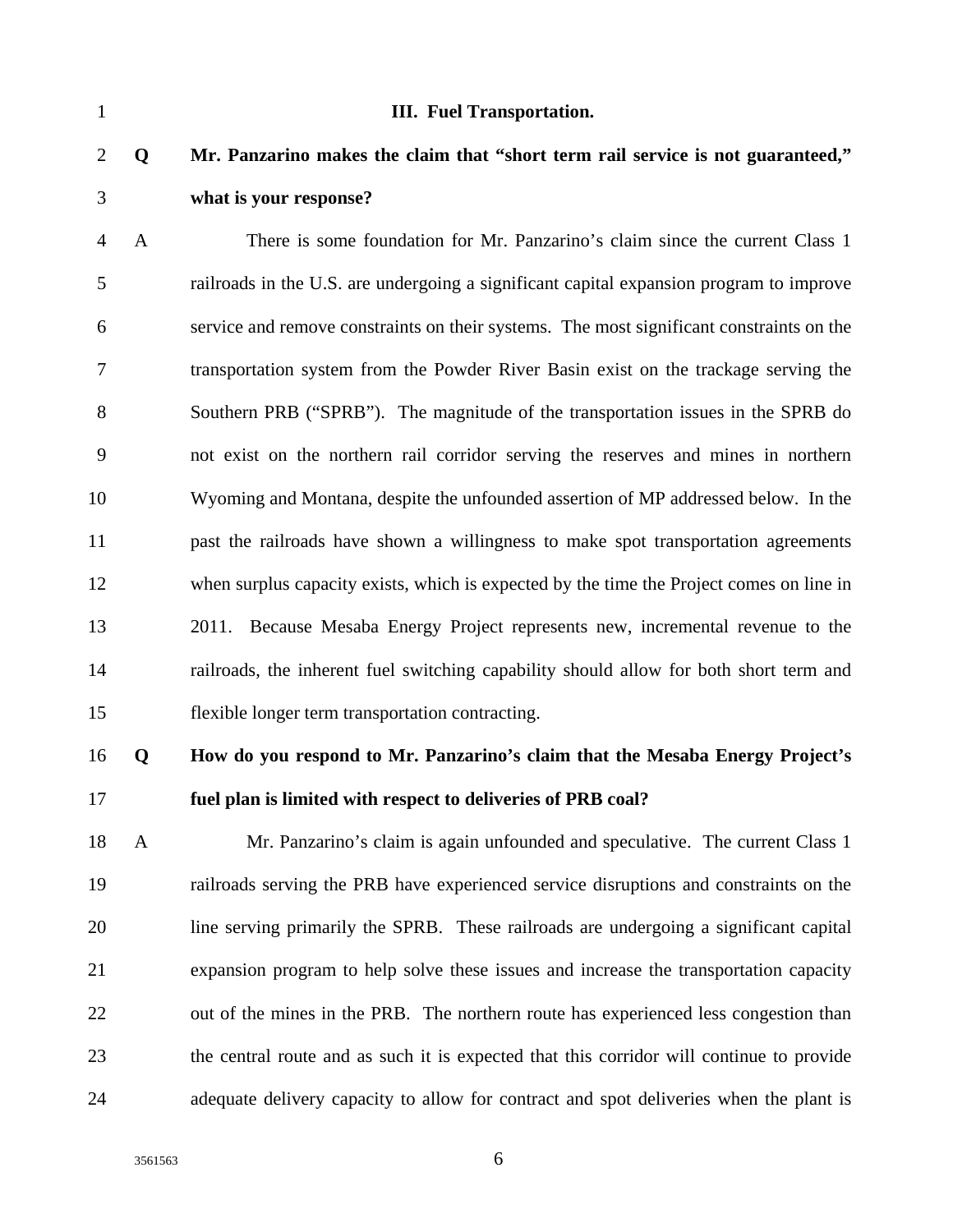### III. Fuel Transportation.

**Q Mr. Panzarino makes the claim that "short term rail service is not guaranteed," what is your response?**

A There is some foundation for Mr. Panzarino's claim since the current Class 1 railroads in the U.S. are undergoing a significant capital expansion program to improve service and remove constraints on their systems. The most significant constraints on the transportation system from the Powder River Basin exist on the trackage serving the Southern PRB ("SPRB"). The magnitude of the transportation issues in the SPRB do not exist on the northern rail corridor serving the reserves and mines in northern Wyoming and Montana, despite the unfounded assertion of MP addressed below. In the past the railroads have shown a willingness to make spot transportation agreements when surplus capacity exists, which is expected by the time the Project comes on line in 2011. Because Mesaba Energy Project represents new, incremental revenue to the railroads, the inherent fuel switching capability should allow for both short term and flexible longer term transportation contracting.

**Q How do you respond to Mr. Panzarino's claim that the Mesaba Energy Project's fuel plan is limited with respect to deliveries of PRB coal?**

A Mr. Panzarino's claim is again unfounded and speculative. The current Class 1 railroads serving the PRB have experienced service disruptions and constraints on the line serving primarily the SPRB. These railroads are undergoing a significant capital expansion program to help solve these issues and increase the transportation capacity out of the mines in the PRB. The northern route has experienced less congestion than the central route and as such it is expected that this corridor will continue to provide adequate delivery capacity to allow for contract and spot deliveries when the plant is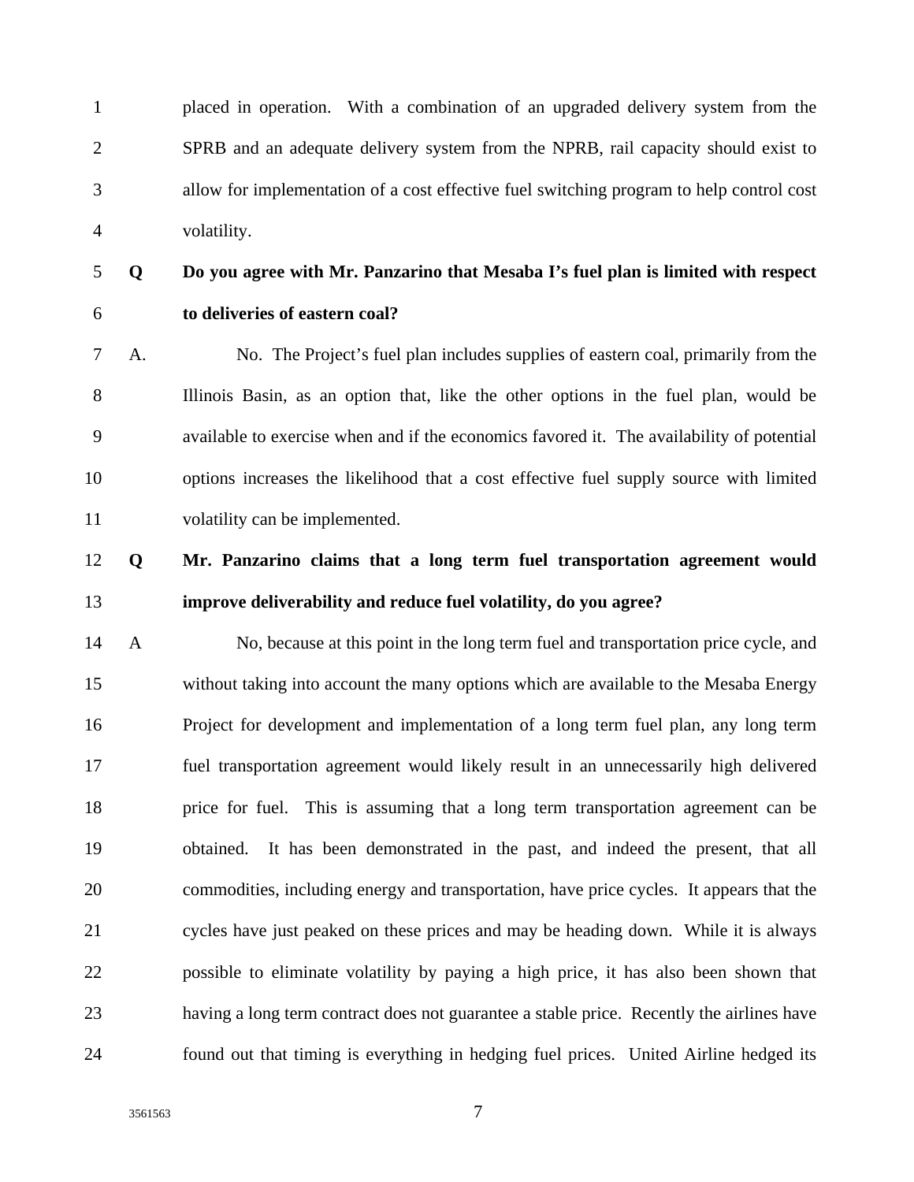placed in operation. With a combination of an upgraded delivery system from the SPRB and an adequate delivery system from the NPRB, rail capacity should exist to allow for implementation of a cost effective fuel switching program to help control cost volatility.

**Q Do you agree with Mr. Panzarino that Mesaba I's fuel plan is limited with respect to deliveries of eastern coal?**

A. No. The Project's fuel plan includes supplies of eastern coal, primarily from the Illinois Basin, as an option that, like the other options in the fuel plan, would be available to exercise when and if the economics favored it. The availability of potential options increases the likelihood that a cost effective fuel supply source with limited volatility can be implemented.

**Q Mr. Panzarino claims that a long term fuel transportation agreement would improve deliverability and reduce fuel volatility, do you agree?**

A No, because at this point in the long term fuel and transportation price cycle, and without taking into account the many options which are available to the Mesaba Energy Project for development and implementation of a long term fuel plan, any long term fuel transportation agreement would likely result in an unnecessarily high delivered price for fuel. This is assuming that a long term transportation agreement can be obtained. It has been demonstrated in the past, and indeed the present, that all commodities, including energy and transportation, have price cycles. It appears that the cycles have just peaked on these prices and may be heading down. While it is always possible to eliminate volatility by paying a high price, it has also been shown that having a long term contract does not guarantee a stable price. Recently the airlines have found out that timing is everything in hedging fuel prices. United Airline hedged its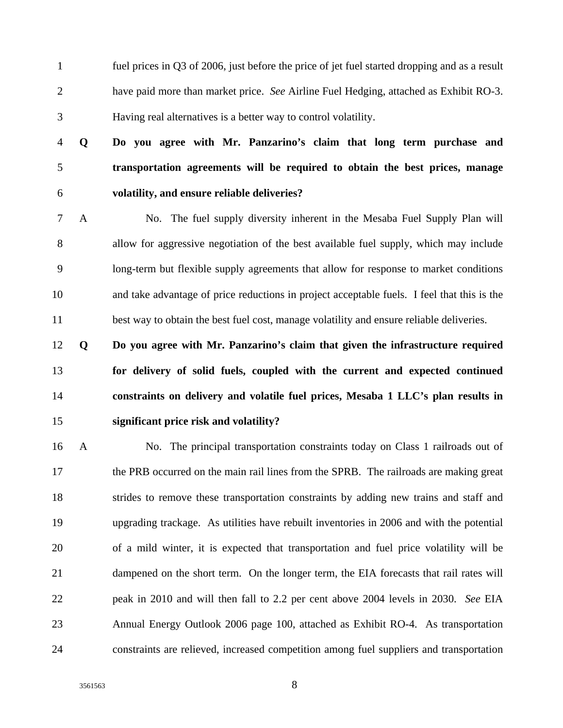fuel prices in Q3 of 2006, just before the price of jet fuel started dropping and as a result have paid more than market price. *See* Airline Fuel Hedging, attached as Exhibit RO-3. Having real alternatives is a better way to control volatility.

**Q Do you agree with Mr. Panzarino's claim that long term purchase and transportation agreements will be required to obtain the best prices, manage volatility, and ensure reliable deliveries?**

A No. The fuel supply diversity inherent in the Mesaba Fuel Supply Plan will allow for aggressive negotiation of the best available fuel supply, which may include long-term but flexible supply agreements that allow for response to market conditions and take advantage of price reductions in project acceptable fuels. I feel that this is the best way to obtain the best fuel cost, manage volatility and ensure reliable deliveries.

**Q Do you agree with Mr. Panzarino's claim that given the infrastructure required for delivery of solid fuels, coupled with the current and expected continued constraints on delivery and volatile fuel prices, Mesaba 1 LLC's plan results in significant price risk and volatility?**

A No. The principal transportation constraints today on Class 1 railroads out of the PRB occurred on the main rail lines from the SPRB. The railroads are making great strides to remove these transportation constraints by adding new trains and staff and upgrading trackage. As utilities have rebuilt inventories in 2006 and with the potential of a mild winter, it is expected that transportation and fuel price volatility will be dampened on the short term. On the longer term, the EIA forecasts that rail rates will peak in 2010 and will then fall to 2.2 per cent above 2004 levels in 2030. *See* EIA Annual Energy Outlook 2006 page 100, attached as Exhibit RO-4. As transportation constraints are relieved, increased competition among fuel suppliers and transportation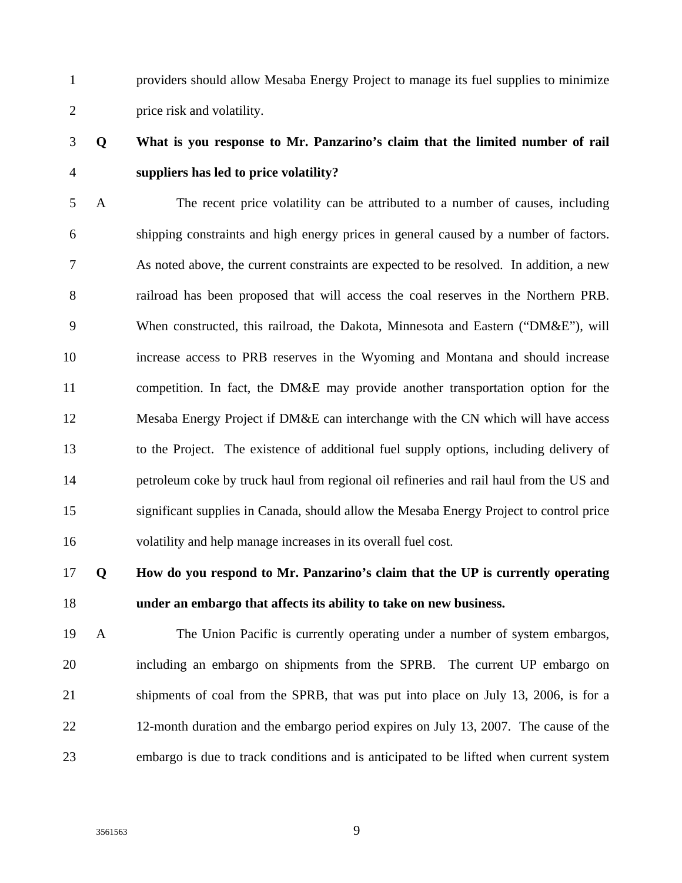providers should allow Mesaba Energy Project to manage its fuel supplies to minimize price risk and volatility.

**Q What is you response to Mr. Panzarino's claim that the limited number of rail suppliers has led to price volatility?**

A The recent price volatility can be attributed to a number of causes, including shipping constraints and high energy prices in general caused by a number of factors. As noted above, the current constraints are expected to be resolved. In addition, a new railroad has been proposed that will access the coal reserves in the Northern PRB. When constructed, this railroad, the Dakota, Minnesota and Eastern ("DM&E"), will increase access to PRB reserves in the Wyoming and Montana and should increase competition. In fact, the DM&E may provide another transportation option for the Mesaba Energy Project if DM&E can interchange with the CN which will have access to the Project. The existence of additional fuel supply options, including delivery of petroleum coke by truck haul from regional oil refineries and rail haul from the US and significant supplies in Canada, should allow the Mesaba Energy Project to control price volatility and help manage increases in its overall fuel cost.

**Q How do you respond to Mr. Panzarino's claim that the UP is currently operating under an embargo that affects its ability to take on new business.**

A The Union Pacific is currently operating under a number of system embargos, including an embargo on shipments from the SPRB. The current UP embargo on shipments of coal from the SPRB, that was put into place on July 13, 2006, is for a 12-month duration and the embargo period expires on July 13, 2007. The cause of the embargo is due to track conditions and is anticipated to be lifted when current system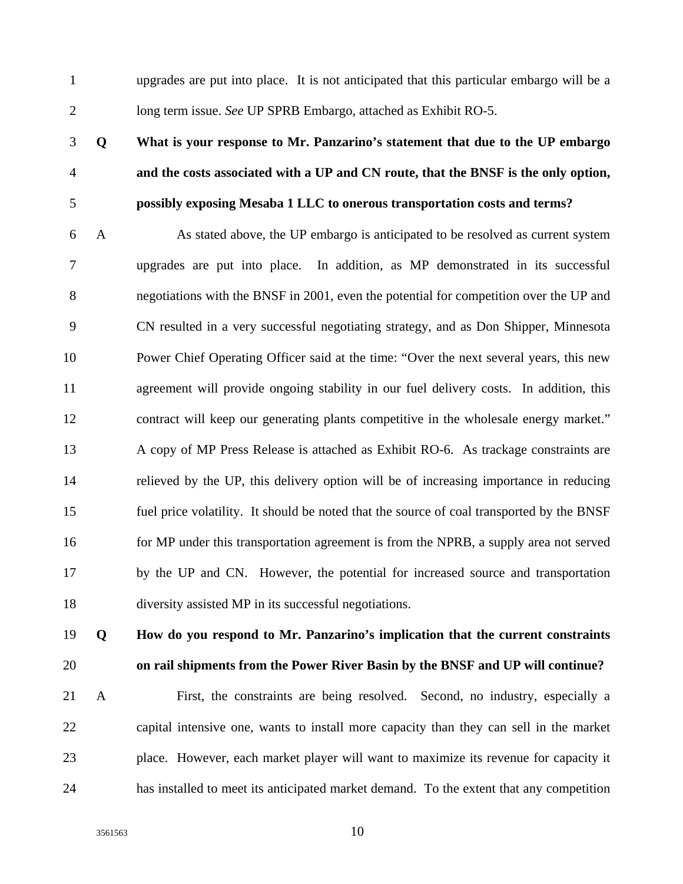upgrades are put into place. It is not anticipated that this particular embargo will be a long term issue. *See* UP SPRB Embargo, attached as Exhibit RO-5.

**Q What is your response to Mr. Panzarino's statement that due to the UP embargo and the costs associated with a UP and CN route, that the BNSF is the only option, possibly exposing Mesaba 1 LLC to onerous transportation costs and terms?**

A As stated above, the UP embargo is anticipated to be resolved as current system upgrades are put into place. In addition, as MP demonstrated in its successful negotiations with the BNSF in 2001, even the potential for competition over the UP and CN resulted in a very successful negotiating strategy, and as Don Shipper, Minnesota Power Chief Operating Officer said at the time: "Over the next several years, this new agreement will provide ongoing stability in our fuel delivery costs. In addition, this contract will keep our generating plants competitive in the wholesale energy market." A copy of MP Press Release is attached as Exhibit RO-6. As trackage constraints are relieved by the UP, this delivery option will be of increasing importance in reducing fuel price volatility. It should be noted that the source of coal transported by the BNSF for MP under this transportation agreement is from the NPRB, a supply area not served by the UP and CN. However, the potential for increased source and transportation diversity assisted MP in its successful negotiations.

**Q How do you respond to Mr. Panzarino's implication that the current constraints on rail shipments from the Power River Basin by the BNSF and UP will continue?**

A First, the constraints are being resolved. Second, no industry, especially a capital intensive one, wants to install more capacity than they can sell in the market place. However, each market player will want to maximize its revenue for capacity it has installed to meet its anticipated market demand. To the extent that any competition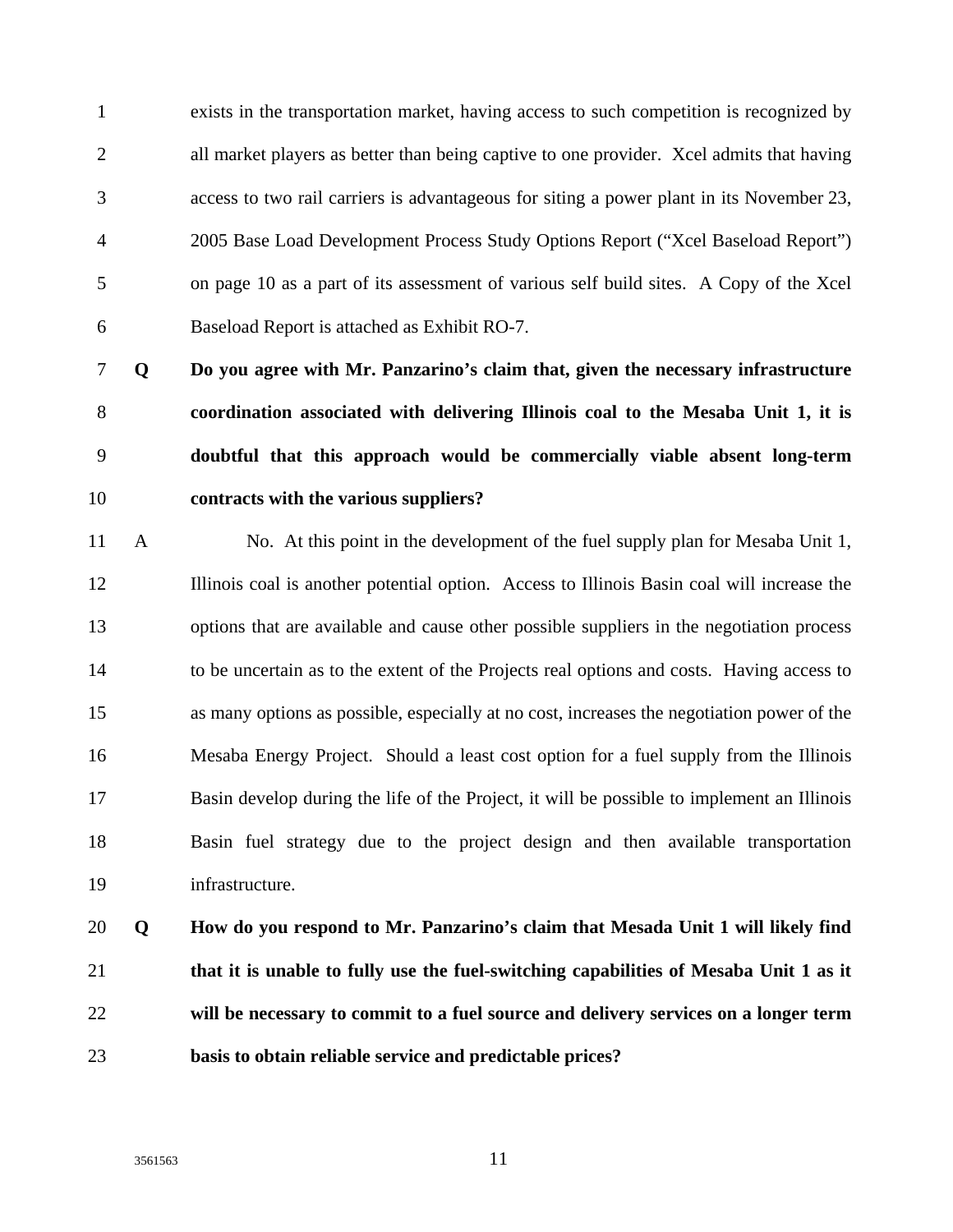exists in the transportation market, having access to such competition is recognized by all market players as better than being captive to one provider. Xcel admits that having access to two rail carriers is advantageous for siting a power plant in its November 23, 2005 Base Load Development Process Study Options Report ("Xcel Baseload Report") on page 10 as a part of its assessment of various self build sites. A Copy of the Xcel Baseload Report is attached as Exhibit RO-7.

**Q Do you agree with Mr. Panzarino's claim that, given the necessary infrastructure coordination associated with delivering Illinois coal to the Mesaba Unit 1, it is doubtful that this approach would be commercially viable absent long-term contracts with the various suppliers?**

A No. At this point in the development of the fuel supply plan for Mesaba Unit 1, Illinois coal is another potential option. Access to Illinois Basin coal will increase the options that are available and cause other possible suppliers in the negotiation process to be uncertain as to the extent of the Projects real options and costs. Having access to as many options as possible, especially at no cost, increases the negotiation power of the Mesaba Energy Project. Should a least cost option for a fuel supply from the Illinois Basin develop during the life of the Project, it will be possible to implement an Illinois Basin fuel strategy due to the project design and then available transportation infrastructure.

**Q How do you respond to Mr. Panzarino's claim that Mesada Unit 1 will likely find that it is unable to fully use the fuel-switching capabilities of Mesaba Unit 1 as it will be necessary to commit to a fuel source and delivery services on a longer term basis to obtain reliable service and predictable prices?**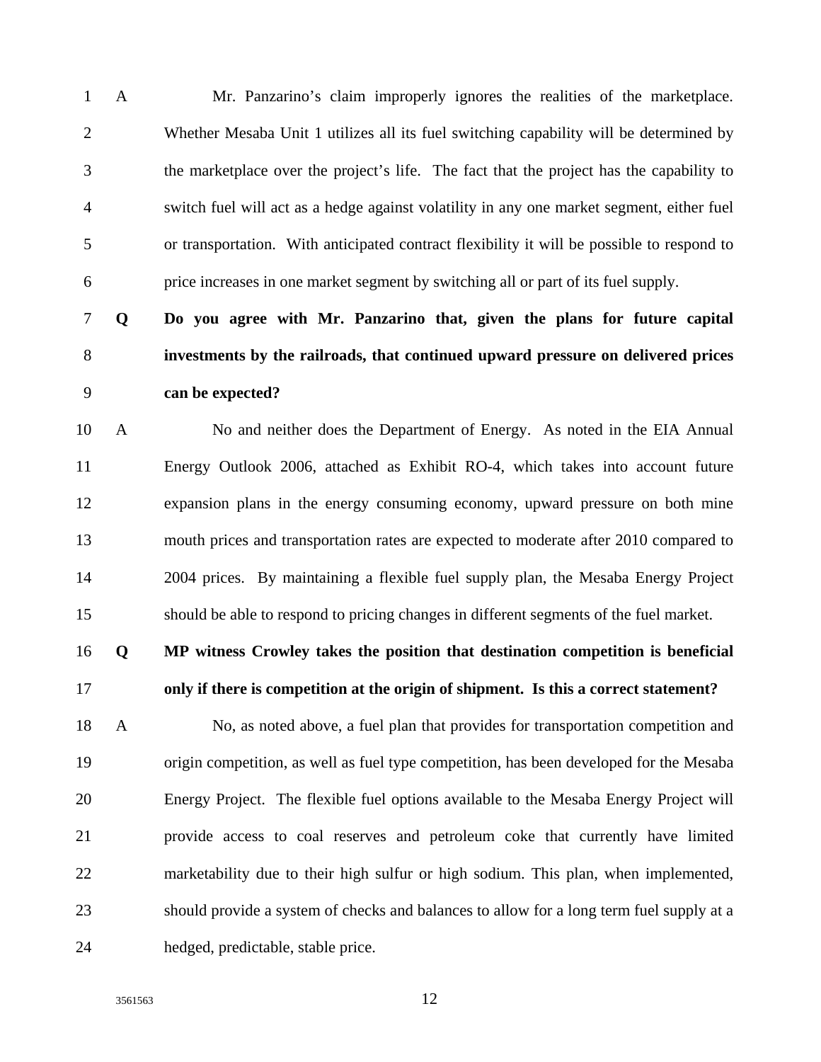A Mr. Panzarino's claim improperly ignores the realities of the marketplace. Whether Mesaba Unit 1 utilizes all its fuel switching capability will be determined by the marketplace over the project's life. The fact that the project has the capability to switch fuel will act as a hedge against volatility in any one market segment, either fuel or transportation. With anticipated contract flexibility it will be possible to respond to price increases in one market segment by switching all or part of its fuel supply.

**Q Do you agree with Mr. Panzarino that, given the plans for future capital investments by the railroads, that continued upward pressure on delivered prices can be expected?**

A No and neither does the Department of Energy. As noted in the EIA Annual Energy Outlook 2006, attached as Exhibit RO-4, which takes into account future expansion plans in the energy consuming economy, upward pressure on both mine mouth prices and transportation rates are expected to moderate after 2010 compared to 2004 prices. By maintaining a flexible fuel supply plan, the Mesaba Energy Project should be able to respond to pricing changes in different segments of the fuel market.

**Q MP witness Crowley takes the position that destination competition is beneficial only if there is competition at the origin of shipment. Is this a correct statement?**

A No, as noted above, a fuel plan that provides for transportation competition and origin competition, as well as fuel type competition, has been developed for the Mesaba Energy Project. The flexible fuel options available to the Mesaba Energy Project will provide access to coal reserves and petroleum coke that currently have limited marketability due to their high sulfur or high sodium. This plan, when implemented, should provide a system of checks and balances to allow for a long term fuel supply at a hedged, predictable, stable price.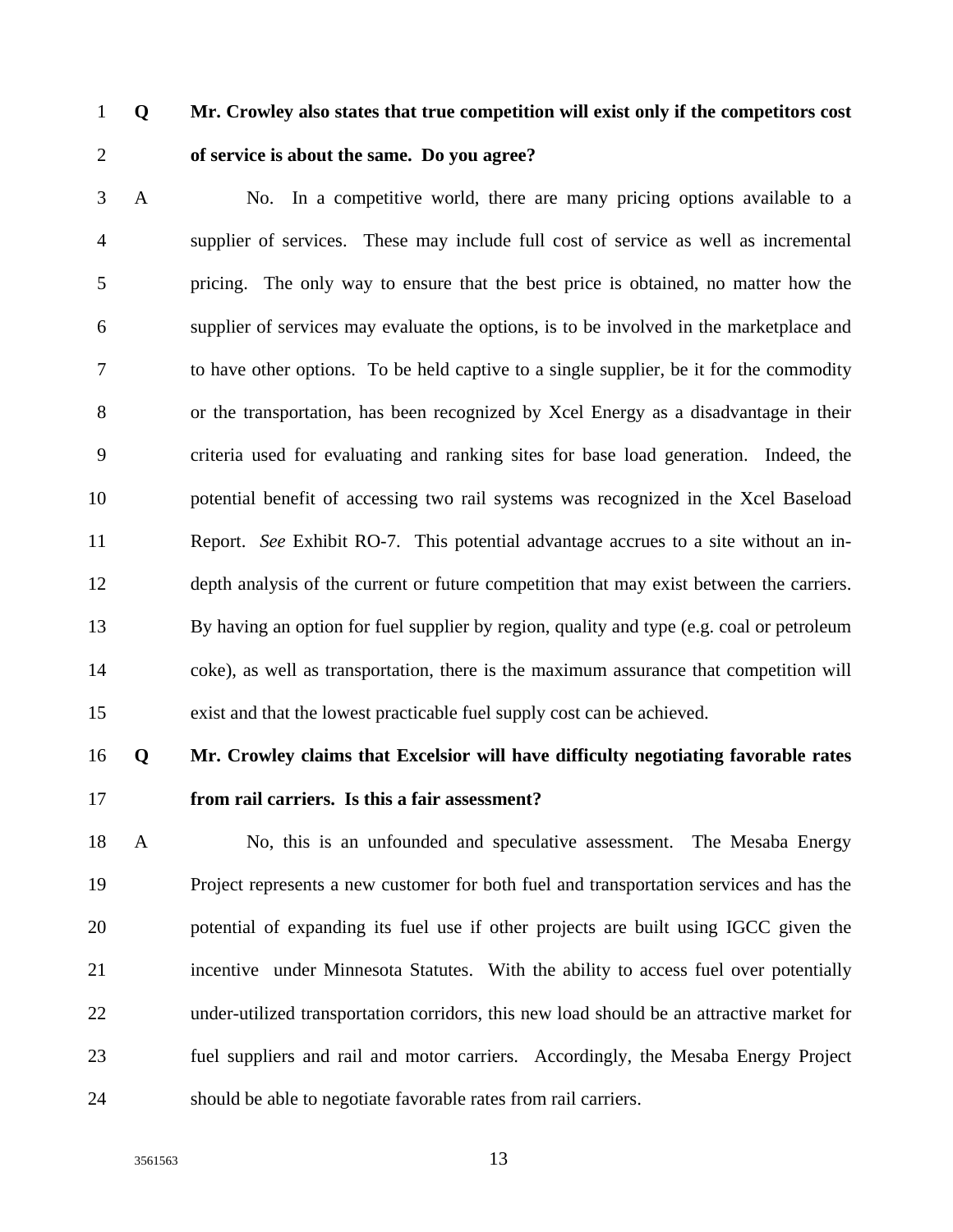**Q Mr. Crowley also states that true competition will exist only if the competitors cost of service is about the same. Do you agree?**

A No. In a competitive world, there are many pricing options available to a supplier of services. These may include full cost of service as well as incremental pricing. The only way to ensure that the best price is obtained, no matter how the supplier of services may evaluate the options, is to be involved in the marketplace and to have other options. To be held captive to a single supplier, be it for the commodity or the transportation, has been recognized by Xcel Energy as a disadvantage in their criteria used for evaluating and ranking sites for base load generation. Indeed, the potential benefit of accessing two rail systems was recognized in the Xcel Baseload Report. *See* Exhibit RO-7. This potential advantage accrues to a site without an in-depth analysis of the current or future competition that may exist between the carriers. By having an option for fuel supplier by region, quality and type (e.g. coal or petroleum coke), as well as transportation, there is the maximum assurance that competition will exist and that the lowest practicable fuel supply cost can be achieved.

**Q Mr. Crowley claims that Excelsior will have difficulty negotiating favorable rates from rail carriers. Is this a fair assessment?**

A No, this is an unfounded and speculative assessment. The Mesaba Energy Project represents a new customer for both fuel and transportation services and has the potential of expanding its fuel use if other projects are built using IGCC given the incentive under Minnesota Statutes. With the ability to access fuel over potentially under-utilized transportation corridors, this new load should be an attractive market for fuel suppliers and rail and motor carriers. Accordingly, the Mesaba Energy Project should be able to negotiate favorable rates from rail carriers.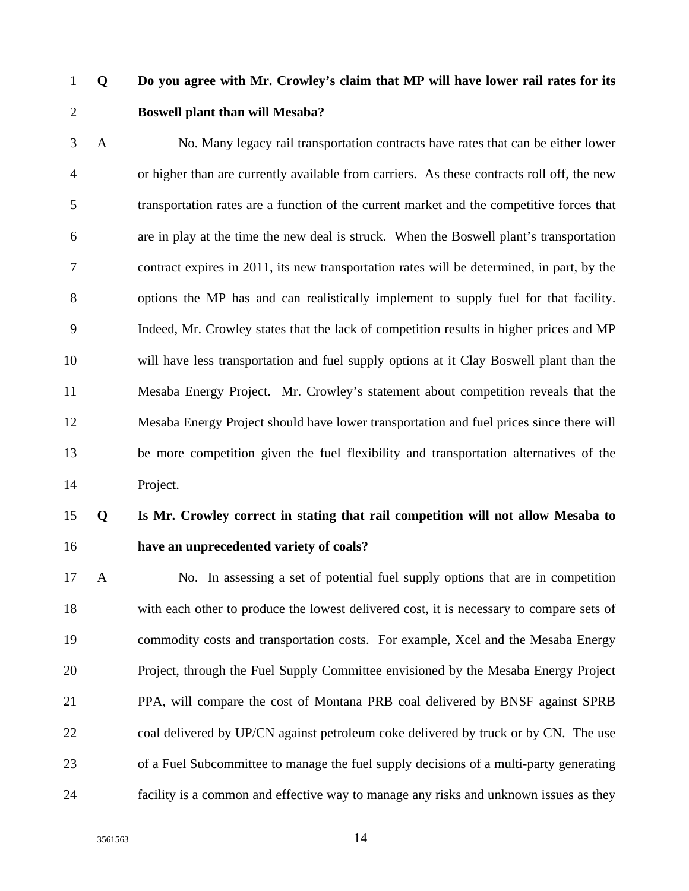**Q Do you agree with Mr. Crowley's claim that MP will have lower rail rates for its Boswell plant than will Mesaba?**

A No. Many legacy rail transportation contracts have rates that can be either lower or higher than are currently available from carriers. As these contracts roll off, the new transportation rates are a function of the current market and the competitive forces that are in play at the time the new deal is struck. When the Boswell plant's transportation contract expires in 2011, its new transportation rates will be determined, in part, by the options the MP has and can realistically implement to supply fuel for that facility. Indeed, Mr. Crowley states that the lack of competition results in higher prices and MP will have less transportation and fuel supply options at it Clay Boswell plant than the Mesaba Energy Project. Mr. Crowley's statement about competition reveals that the Mesaba Energy Project should have lower transportation and fuel prices since there will be more competition given the fuel flexibility and transportation alternatives of the Project.

**Q Is Mr. Crowley correct in stating that rail competition will not allow Mesaba to have an unprecedented variety of coals?**

A No. In assessing a set of potential fuel supply options that are in competition with each other to produce the lowest delivered cost, it is necessary to compare sets of commodity costs and transportation costs. For example, Xcel and the Mesaba Energy Project, through the Fuel Supply Committee envisioned by the Mesaba Energy Project PPA, will compare the cost of Montana PRB coal delivered by BNSF against SPRB coal delivered by UP/CN against petroleum coke delivered by truck or by CN. The use of a Fuel Subcommittee to manage the fuel supply decisions of a multi-party generating facility is a common and effective way to manage any risks and unknown issues as they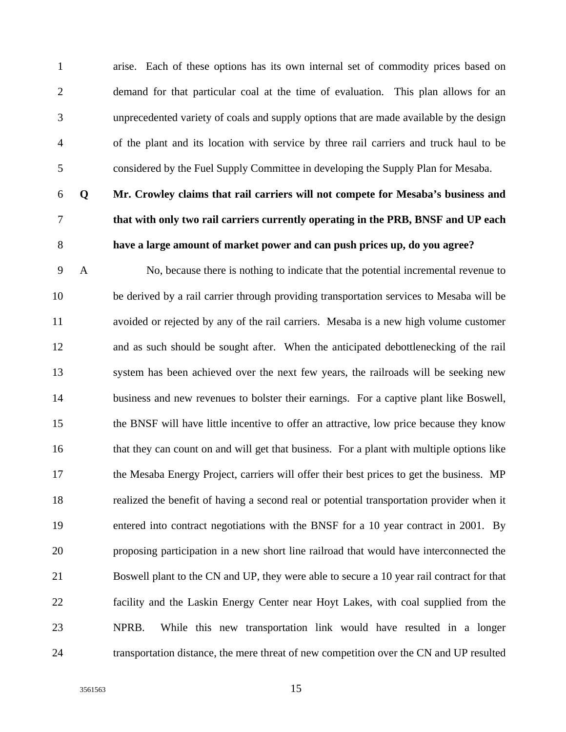arise. Each of these options has its own internal set of commodity prices based on demand for that particular coal at the time of evaluation. This plan allows for an unprecedented variety of coals and supply options that are made available by the design of the plant and its location with service by three rail carriers and truck haul to be considered by the Fuel Supply Committee in developing the Supply Plan for Mesaba.

**Q Mr. Crowley claims that rail carriers will not compete for Mesaba's business and that with only two rail carriers currently operating in the PRB, BNSF and UP each have a large amount of market power and can push prices up, do you agree?**

A No, because there is nothing to indicate that the potential incremental revenue to be derived by a rail carrier through providing transportation services to Mesaba will be avoided or rejected by any of the rail carriers. Mesaba is a new high volume customer and as such should be sought after. When the anticipated debottlenecking of the rail system has been achieved over the next few years, the railroads will be seeking new business and new revenues to bolster their earnings. For a captive plant like Boswell, the BNSF will have little incentive to offer an attractive, low price because they know that they can count on and will get that business. For a plant with multiple options like the Mesaba Energy Project, carriers will offer their best prices to get the business. MP realized the benefit of having a second real or potential transportation provider when it entered into contract negotiations with the BNSF for a 10 year contract in 2001. By proposing participation in a new short line railroad that would have interconnected the Boswell plant to the CN and UP, they were able to secure a 10 year rail contract for that facility and the Laskin Energy Center near Hoyt Lakes, with coal supplied from the NPRB. While this new transportation link would have resulted in a longer transportation distance, the mere threat of new competition over the CN and UP resulted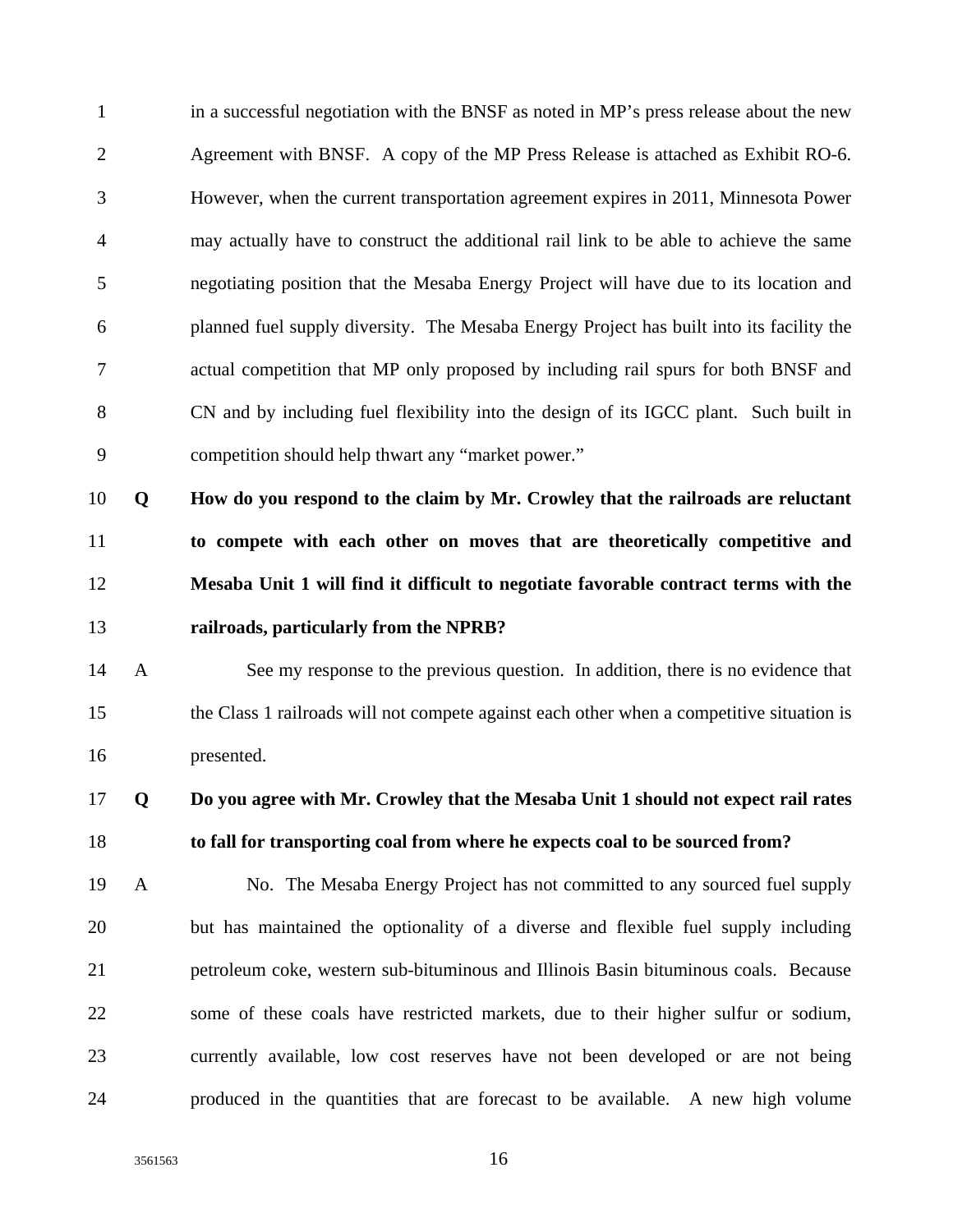in a successful negotiation with the BNSF as noted in MP's press release about the new Agreement with BNSF. A copy of the MP Press Release is attached as Exhibit RO-6. However, when the current transportation agreement expires in 2011, Minnesota Power may actually have to construct the additional rail link to be able to achieve the same negotiating position that the Mesaba Energy Project will have due to its location and planned fuel supply diversity. The Mesaba Energy Project has built into its facility the actual competition that MP only proposed by including rail spurs for both BNSF and CN and by including fuel flexibility into the design of its IGCC plant. Such built in competition should help thwart any "market power."

**Q How do you respond to the claim by Mr. Crowley that the railroads are reluctant to compete with each other on moves that are theoretically competitive and Mesaba Unit 1 will find it difficult to negotiate favorable contract terms with the railroads, particularly from the NPRB?**

A See my response to the previous question. In addition, there is no evidence that the Class 1 railroads will not compete against each other when a competitive situation is presented.

**Q Do you agree with Mr. Crowley that the Mesaba Unit 1 should not expect rail rates to fall for transporting coal from where he expects coal to be sourced from?**

A No. The Mesaba Energy Project has not committed to any sourced fuel supply but has maintained the optionality of a diverse and flexible fuel supply including petroleum coke, western sub-bituminous and Illinois Basin bituminous coals. Because some of these coals have restricted markets, due to their higher sulfur or sodium, currently available, low cost reserves have not been developed or are not being produced in the quantities that are forecast to be available. A new high volume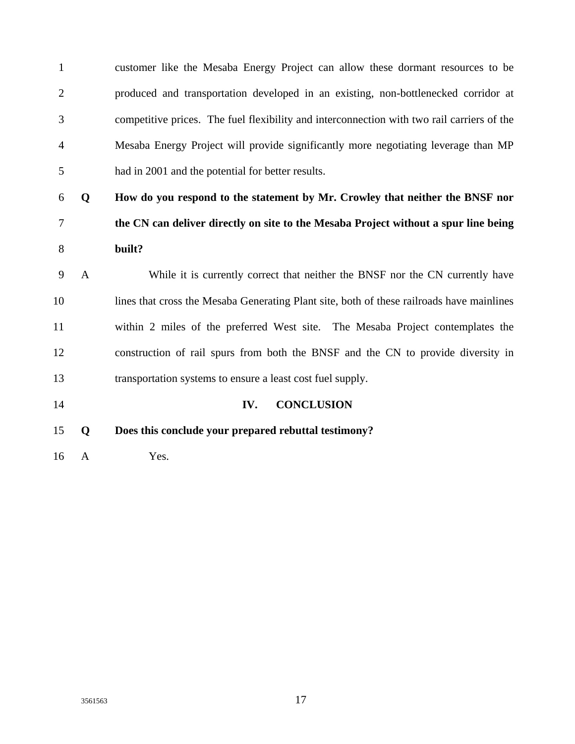customer like the Mesaba Energy Project can allow these dormant resources to be produced and transportation developed in an existing, non-bottlenecked corridor at competitive prices. The fuel flexibility and interconnection with two rail carriers of the Mesaba Energy Project will provide significantly more negotiating leverage than MP had in 2001 and the potential for better results.

**Q How do you respond to the statement by Mr. Crowley that neither the BNSF nor the CN can deliver directly on site to the Mesaba Project without a spur line being built?**

A While it is currently correct that neither the BNSF nor the CN currently have lines that cross the Mesaba Generating Plant site, both of these railroads have mainlines within 2 miles of the preferred West site. The Mesaba Project contemplates the construction of rail spurs from both the BNSF and the CN to provide diversity in transportation systems to ensure a least cost fuel supply.

## IV. CONCLUSION

**Q Does this conclude your prepared rebuttal testimony?**

A Yes.

3561563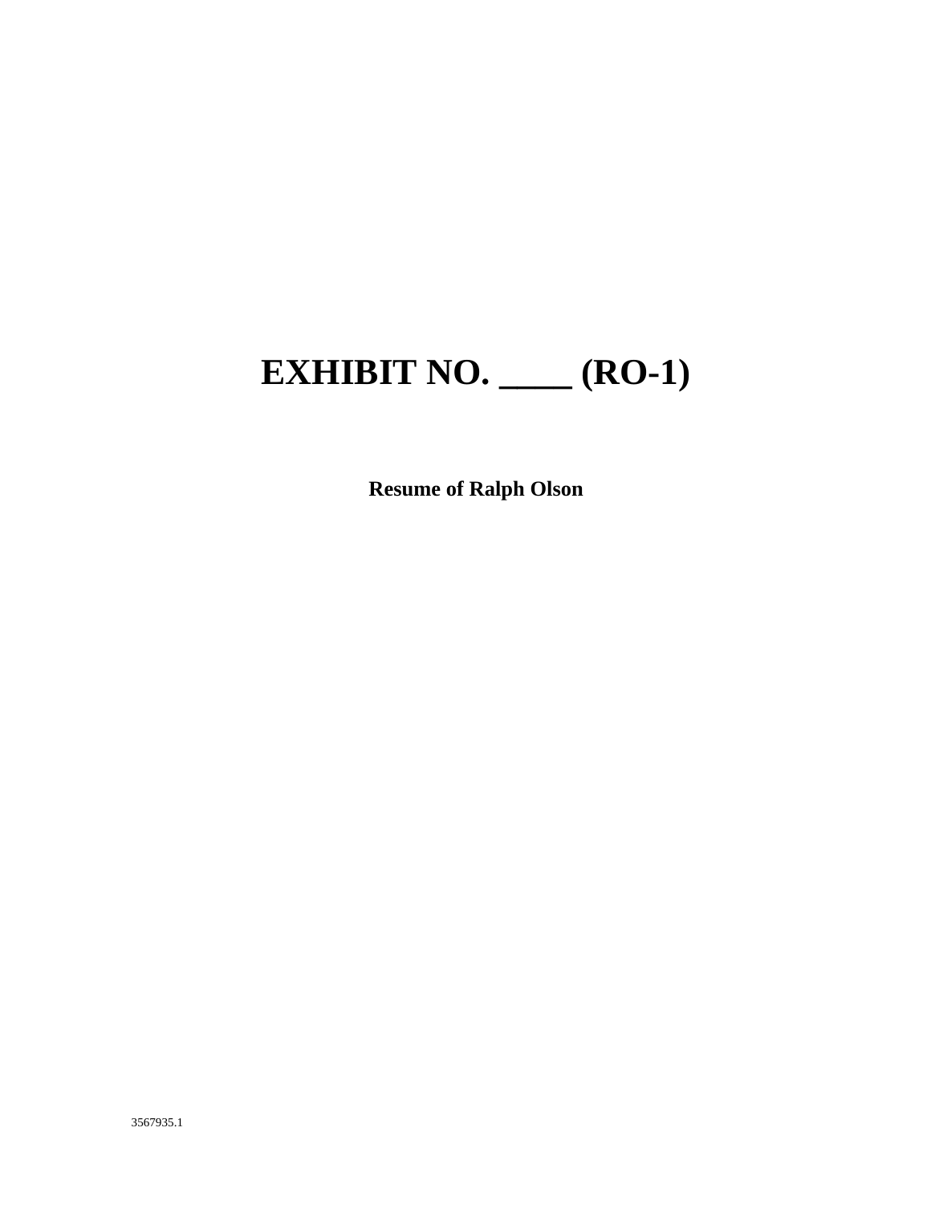# EXHIBIT NO. ____ (RO-1)

**Resume of Ralph Olson**

3567935.1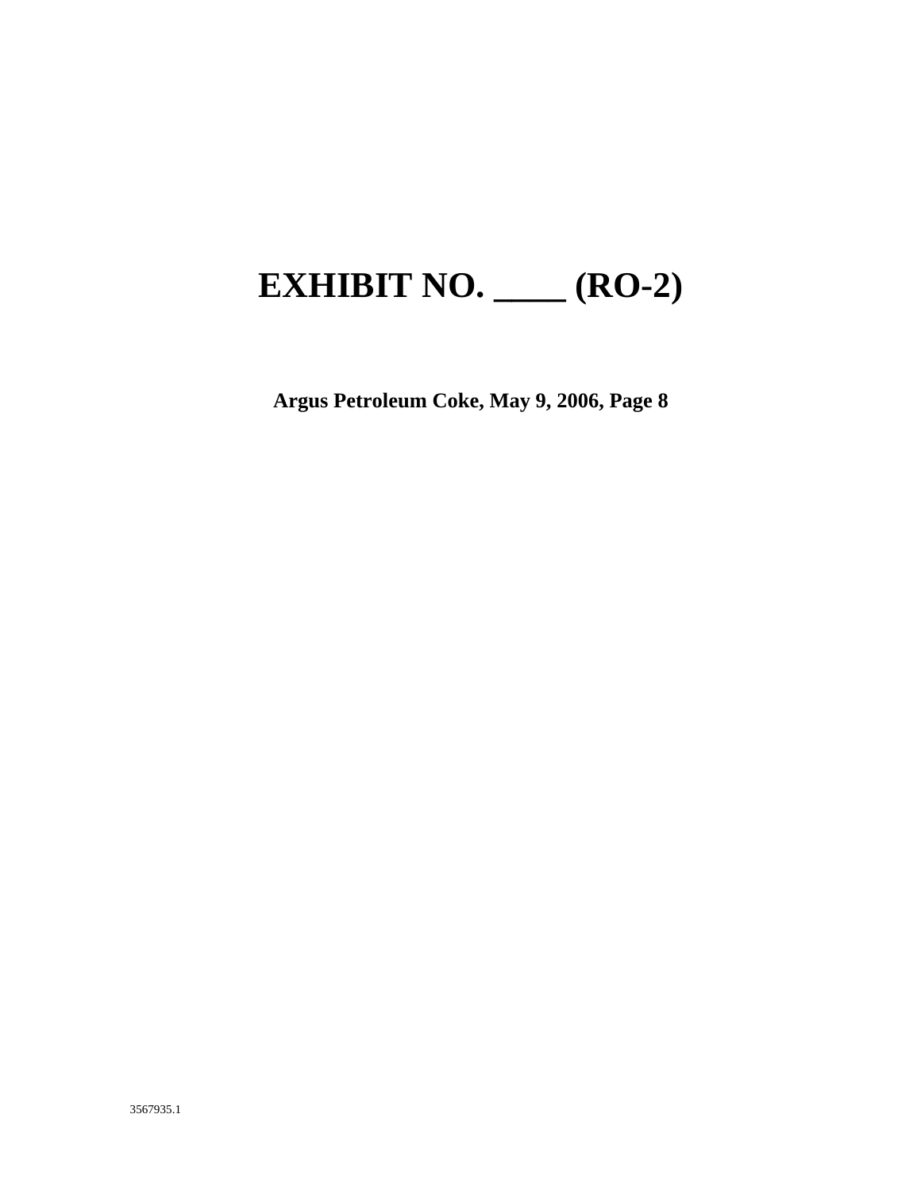# EXHIBIT NO. ____ (RO-2)

**Argus Petroleum Coke, May 9, 2006, Page 8**

3567935.1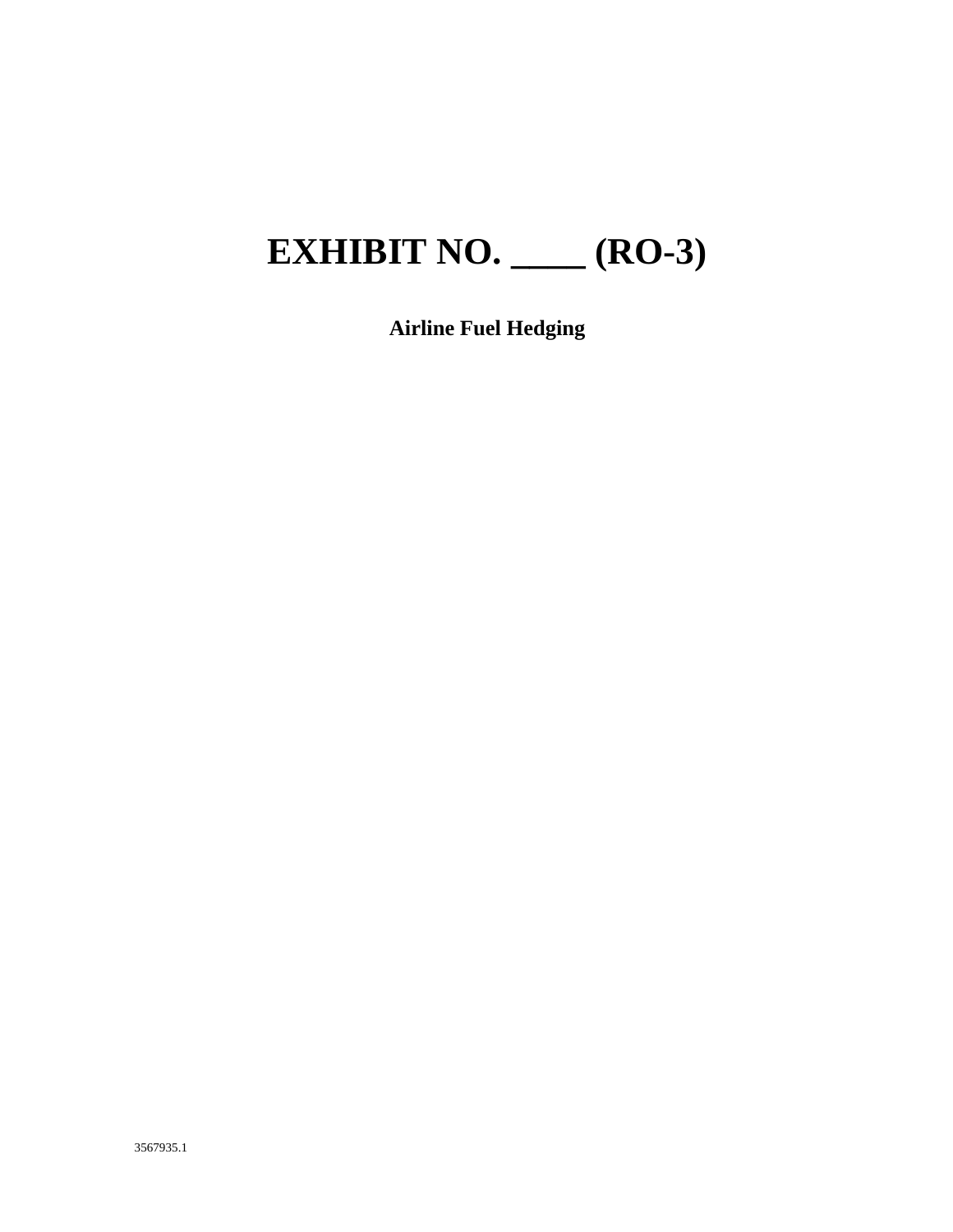# EXHIBIT NO. ____ (RO-3)

**Airline Fuel Hedging**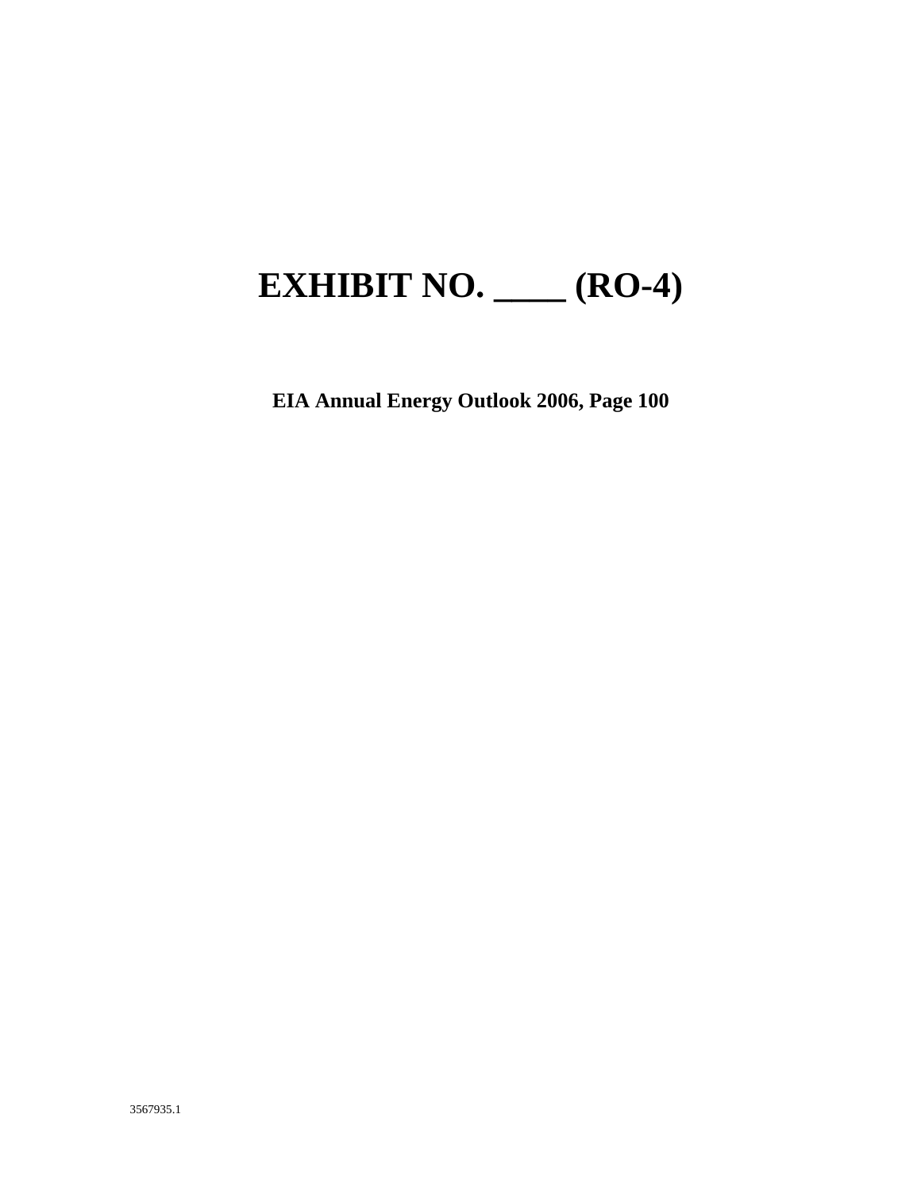# EXHIBIT NO. ____ (RO-4)

**EIA Annual Energy Outlook 2006, Page 100**

3567935.1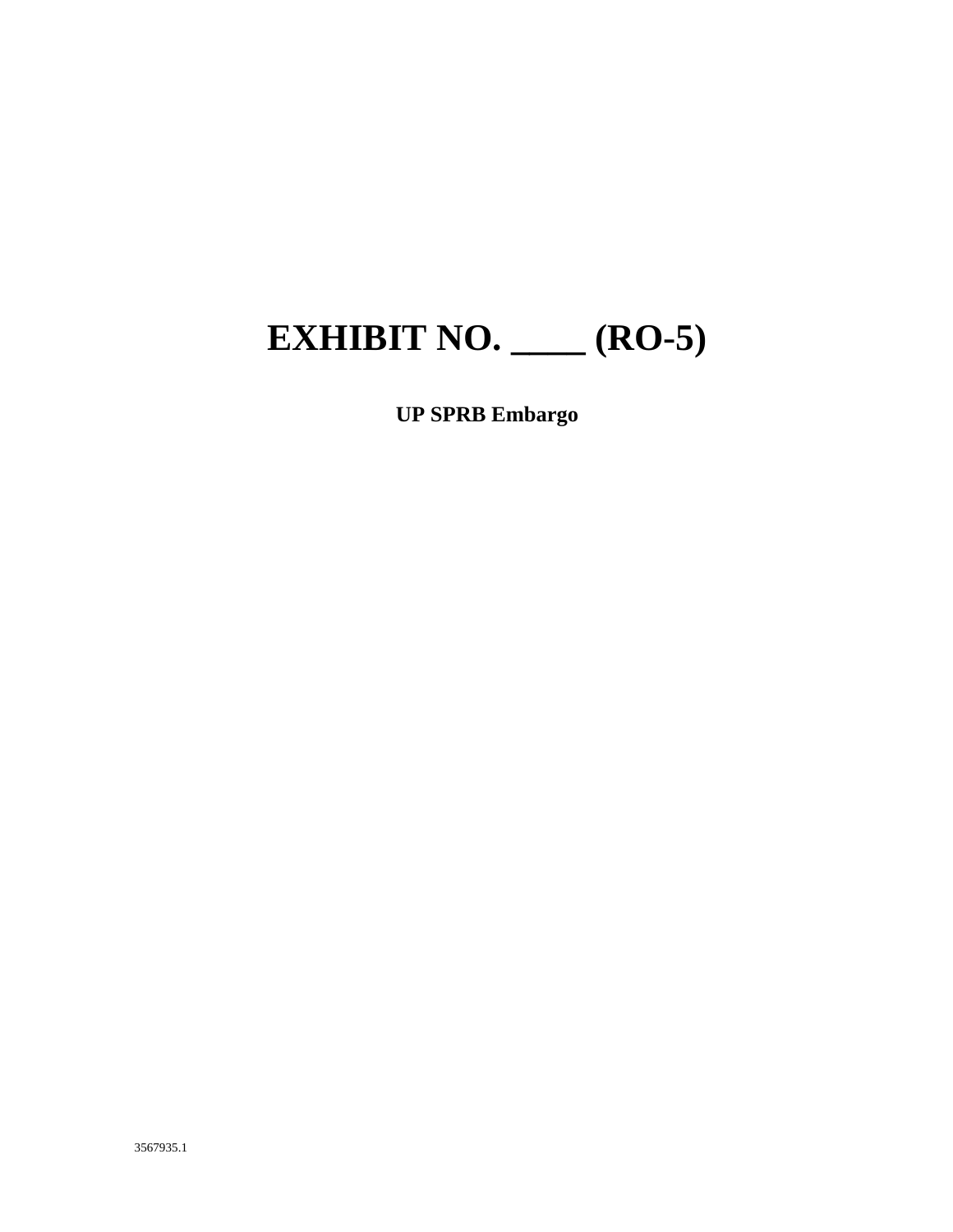# EXHIBIT NO. ____ (RO-5)

**UP SPRB Embargo**

3567935.1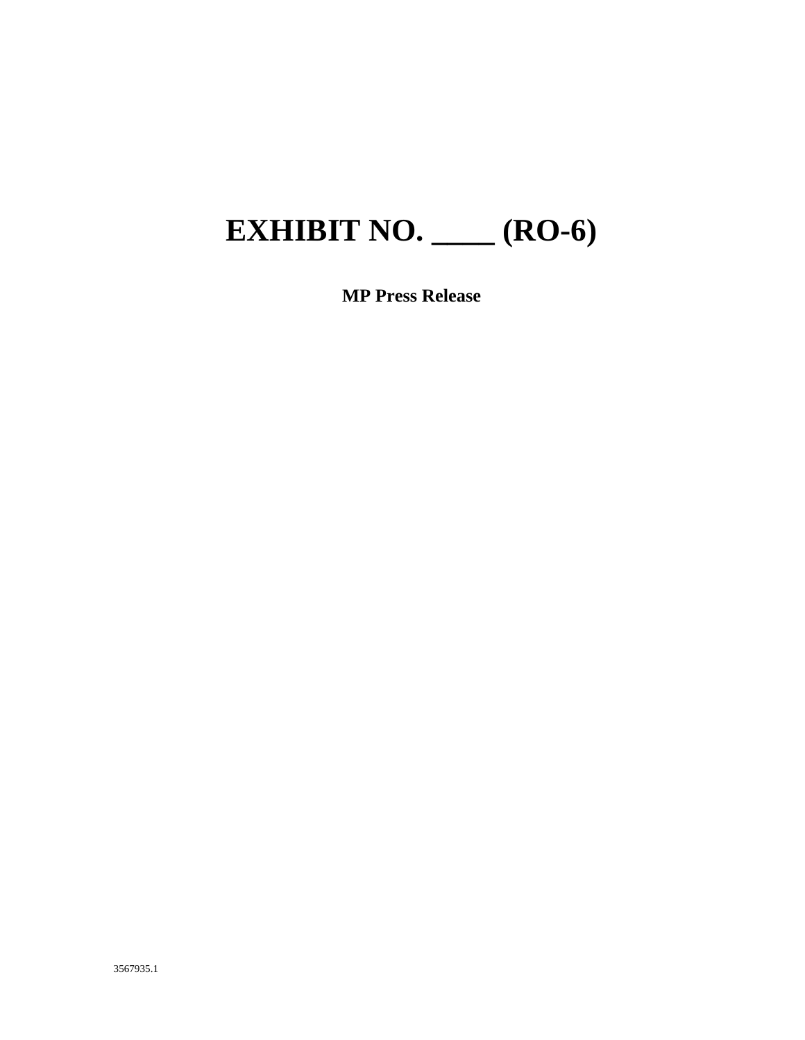# EXHIBIT NO. ____ (RO-6)

**MP Press Release**

3567935.1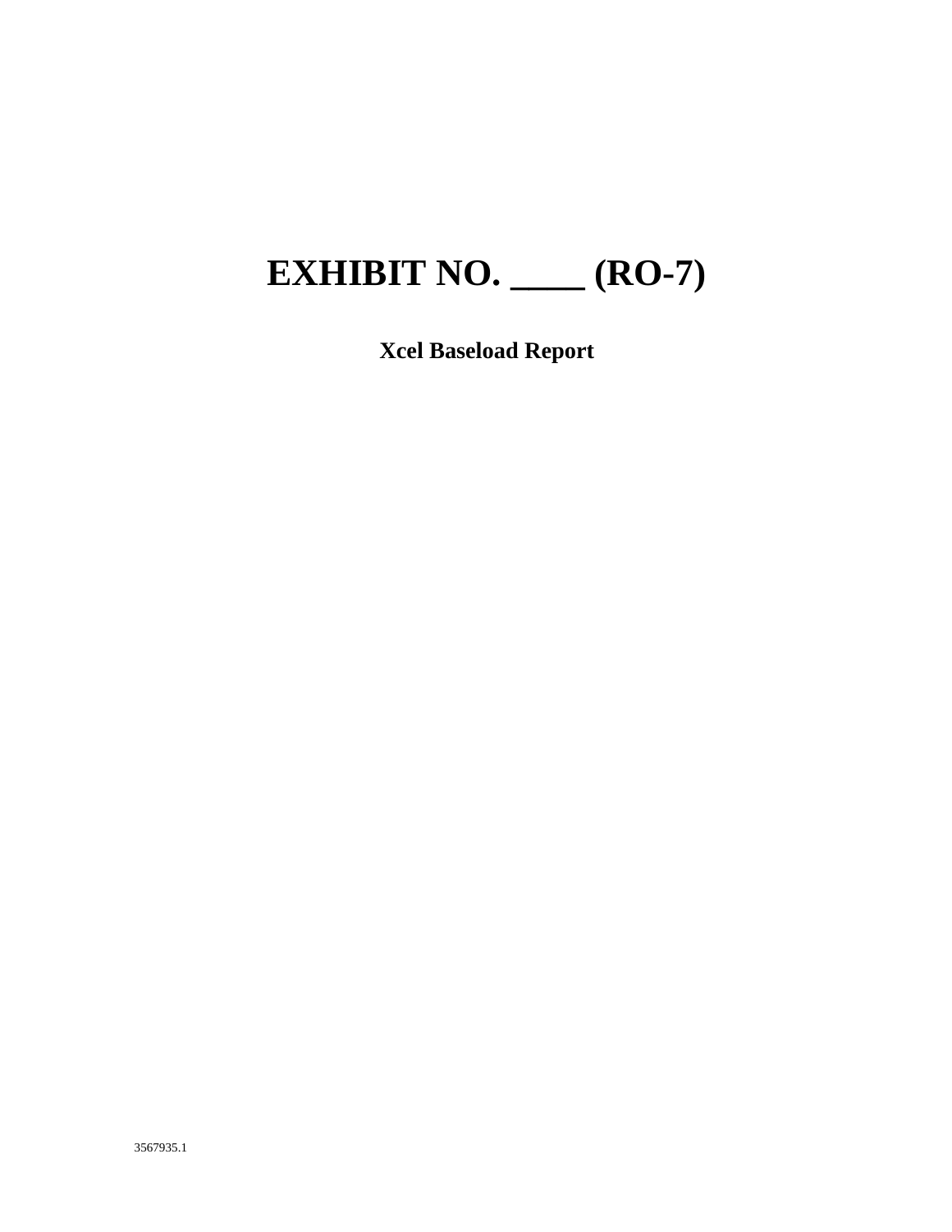# EXHIBIT NO. ____ (RO-7)

**Xcel Baseload Report**

3567935.1